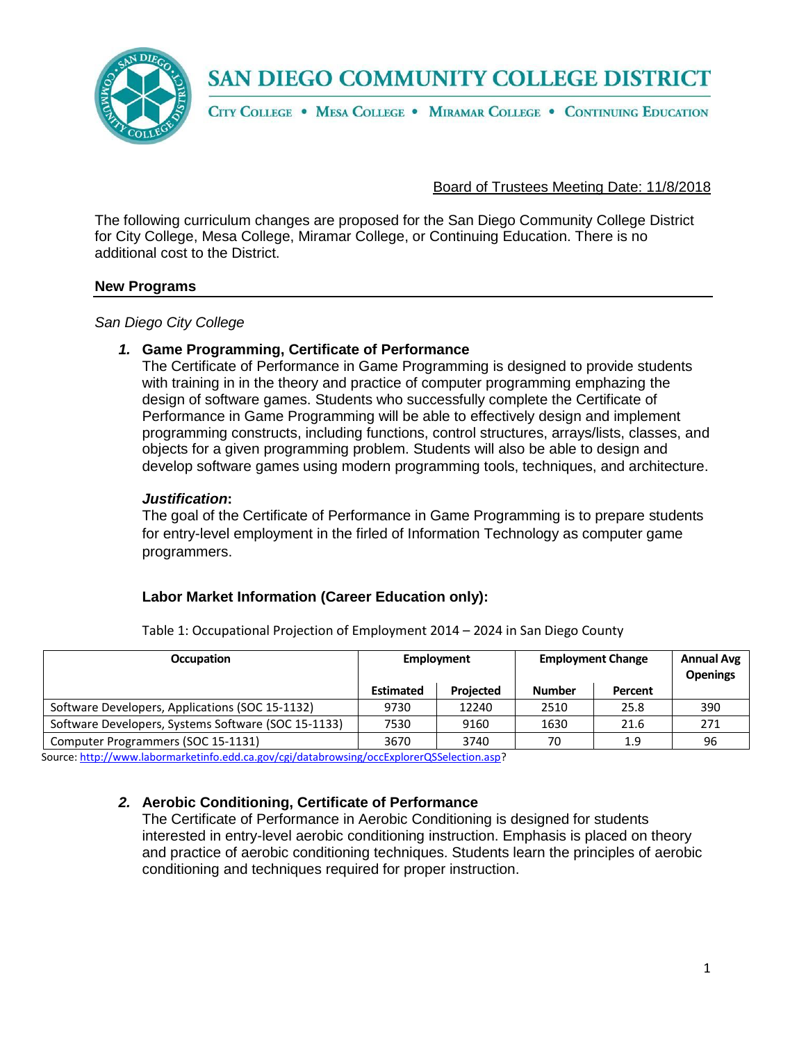# SAN DIEGO COMMUNITY COLLEGE DISTRICT

CITY COLLEGE • MESA COLLEGE • MIRAMAR COLLEGE • CONTINUING EDUCATION

Board of Trustees Meeting Date: 11/8/2018

The following curriculum changes are proposed for the San Diego Community College District for City College, Mesa College, Miramar College, or Continuing Education. There is no additional cost to the District.

## New Programs

*San Diego City College*

### 1. Game Programming, Certificate of Performance

The Certificate of Performance in Game Programming is designed to provide students with training in in the theory and practice of computer programming emphazing the design of software games. Students who successfully complete the Certificate of Performance in Game Programming will be able to effectively design and implement programming constructs, including functions, control structures, arrays/lists, classes, and objects for a given programming problem. Students will also be able to design and develop software games using modern programming tools, techniques, and architecture.

***Justification*:**
The goal of the Certificate of Performance in Game Programming is to prepare students for entry-level employment in the firled of Information Technology as computer game programmers.

**Labor Market Information (Career Education only):**

Table 1: Occupational Projection of Employment 2014 – 2024 in San Diego County

| Occupation | Employment | | Employment Change | | Annual Avg Openings |
|---|---|---|---|---|---|
| | Estimated | Projected | Number | Percent | |
| Software Developers, Applications (SOC 15-1132) | 9730 | 12240 | 2510 | 25.8 | 390 |
| Software Developers, Systems Software (SOC 15-1133) | 7530 | 9160 | 1630 | 21.6 | 271 |
| Computer Programmers (SOC 15-1131) | 3670 | 3740 | 70 | 1.9 | 96 |

Source: http://www.labormarketinfo.edd.ca.gov/cgi/databrowsing/occExplorerQSSelection.asp?

### 2. Aerobic Conditioning, Certificate of Performance

The Certificate of Performance in Aerobic Conditioning is designed for students interested in entry-level aerobic conditioning instruction. Emphasis is placed on theory and practice of aerobic conditioning techniques. Students learn the principles of aerobic conditioning and techniques required for proper instruction.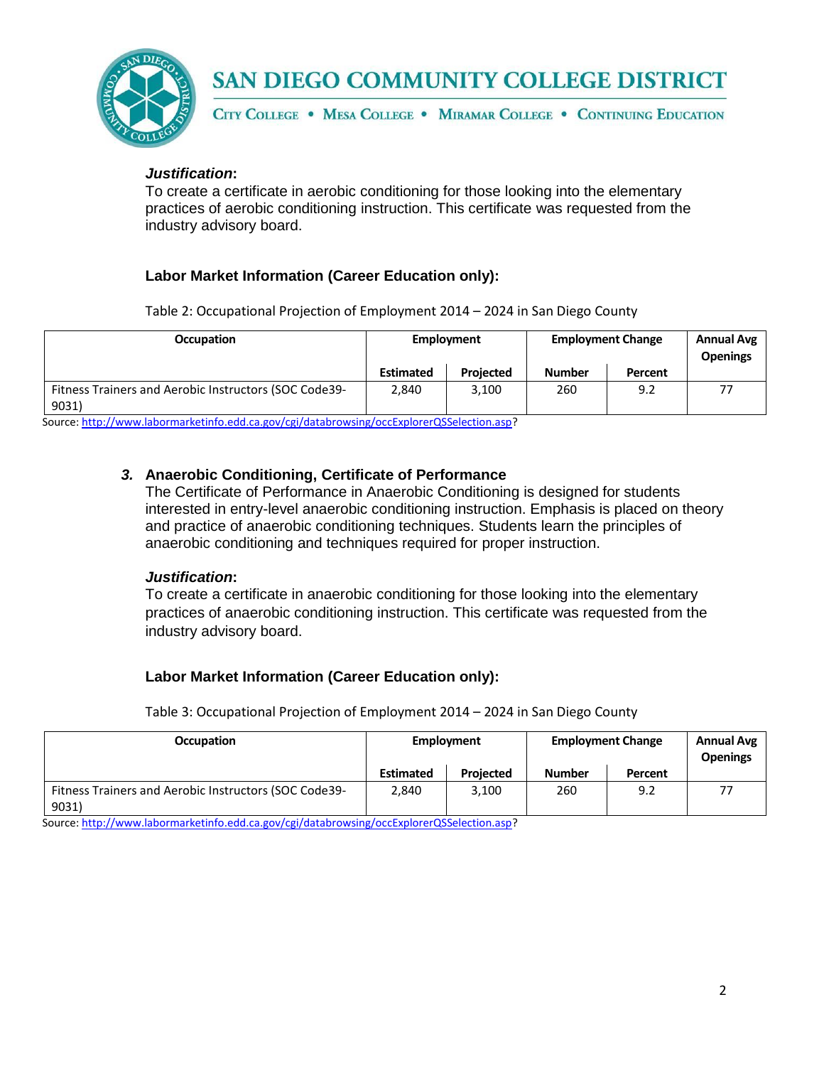***Justification*:**
To create a certificate in aerobic conditioning for those looking into the elementary practices of aerobic conditioning instruction. This certificate was requested from the industry advisory board.

**Labor Market Information (Career Education only):**

Table 2: Occupational Projection of Employment 2014 – 2024 in San Diego County

| Occupation | Employment | | Employment Change | | Annual Avg Openings |
|---|---|---|---|---|---|
| | Estimated | Projected | Number | Percent | |
| Fitness Trainers and Aerobic Instructors (SOC Code39-9031) | 2,840 | 3,100 | 260 | 9.2 | 77 |

Source: http://www.labormarketinfo.edd.ca.gov/cgi/databrowsing/occExplorerQSSelection.asp?

***3.*** **Anaerobic Conditioning, Certificate of Performance**
The Certificate of Performance in Anaerobic Conditioning is designed for students interested in entry-level anaerobic conditioning instruction. Emphasis is placed on theory and practice of anaerobic conditioning techniques. Students learn the principles of anaerobic conditioning and techniques required for proper instruction.

***Justification*:**
To create a certificate in anaerobic conditioning for those looking into the elementary practices of anaerobic conditioning instruction. This certificate was requested from the industry advisory board.

**Labor Market Information (Career Education only):**

Table 3: Occupational Projection of Employment 2014 – 2024 in San Diego County

| Occupation | Employment | | Employment Change | | Annual Avg Openings |
|---|---|---|---|---|---|
| | Estimated | Projected | Number | Percent | |
| Fitness Trainers and Aerobic Instructors (SOC Code39-9031) | 2,840 | 3,100 | 260 | 9.2 | 77 |

Source: http://www.labormarketinfo.edd.ca.gov/cgi/databrowsing/occExplorerQSSelection.asp?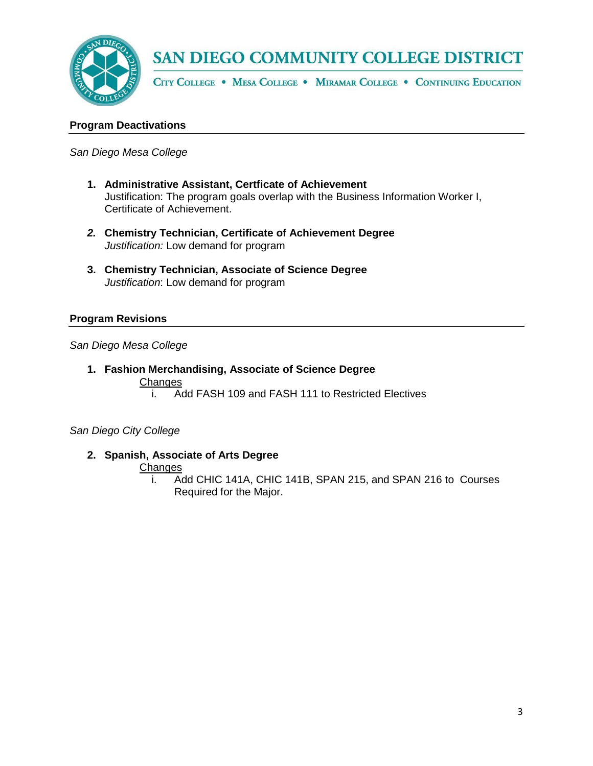## Program Deactivations

*San Diego Mesa College*

1. **Administrative Assistant, Certficate of Achievement**
   Justification: The program goals overlap with the Business Information Worker I, Certificate of Achievement.

2. **Chemistry Technician, Certificate of Achievement Degree**
   *Justification:* Low demand for program

3. **Chemistry Technician, Associate of Science Degree**
   *Justification*: Low demand for program

## Program Revisions

*San Diego Mesa College*

1. **Fashion Merchandising, Associate of Science Degree**
   Changes
   i. Add FASH 109 and FASH 111 to Restricted Electives

*San Diego City College*

2. **Spanish, Associate of Arts Degree**
   Changes
   i. Add CHIC 141A, CHIC 141B, SPAN 215, and SPAN 216 to Courses Required for the Major.